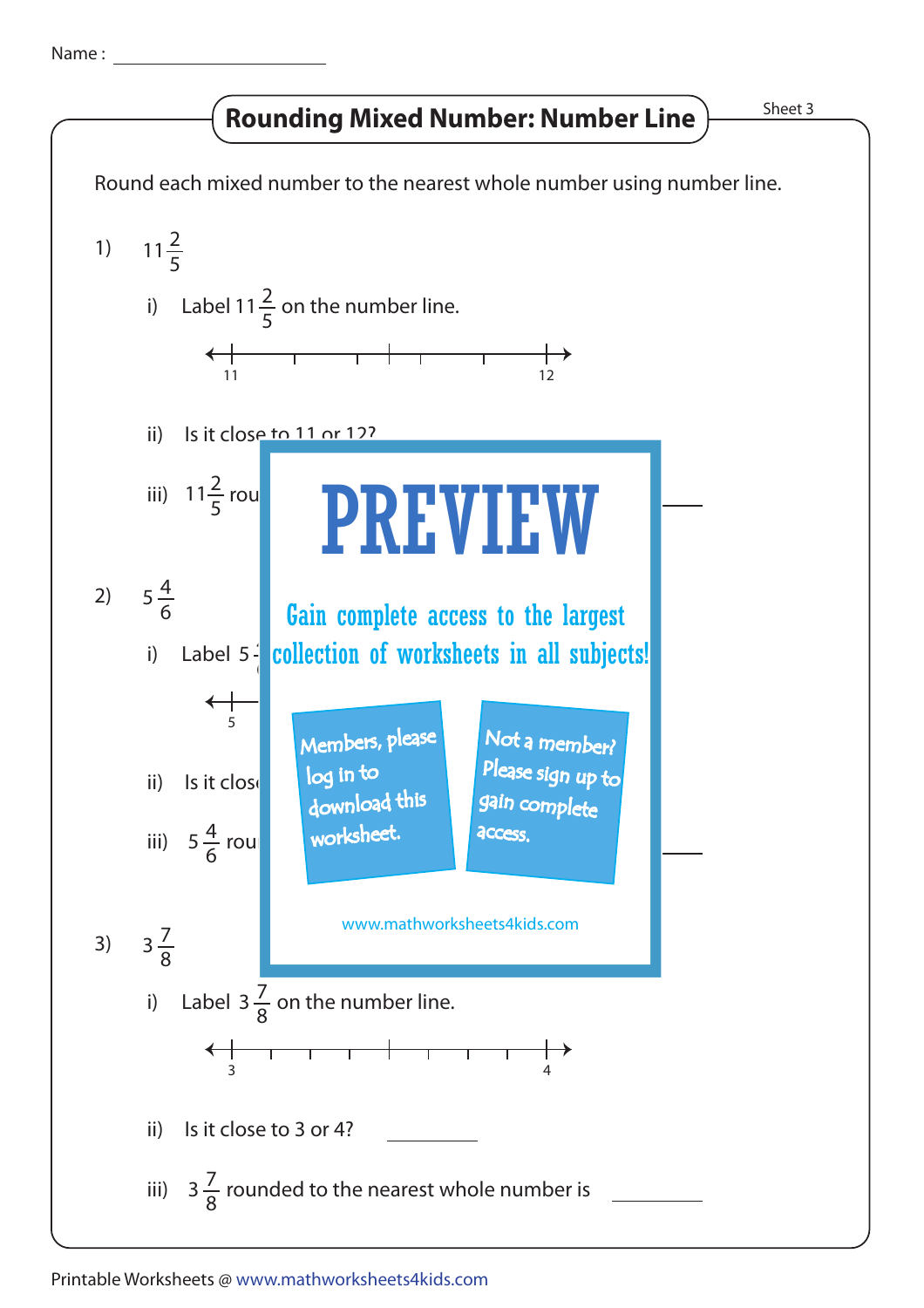Name : ______________________

# Rounding Mixed Number: Number Line

Sheet 3

Round each mixed number to the nearest whole number using number line.

1) $11\frac{2}{5}$

i) Label $11\frac{2}{5}$ on the number line.

11 ⟵┼───┼───┼───┼───┼───┼⟶ 12

ii) Is it close to 11 or 12?

iii) $11\frac{2}{5}$ rou

PREVIEW

Gain complete access to the largest collection of worksheets in all subjects!

Members, please log in to download this worksheet.

Not a member? Please sign up to gain complete access.

www.mathworksheets4kids.com

2) $5\frac{4}{6}$

i) Label 5

5

ii) Is it clos

iii) $5\frac{4}{6}$ rou

3) $3\frac{7}{8}$

i) Label $3\frac{7}{8}$ on the number line.

3 ⟵┼──┼──┼──┼──┼──┼──┼──┼──┼⟶ 4

ii) Is it close to 3 or 4? __________

iii) $3\frac{7}{8}$ rounded to the nearest whole number is __________

Printable Worksheets @ www.mathworksheets4kids.com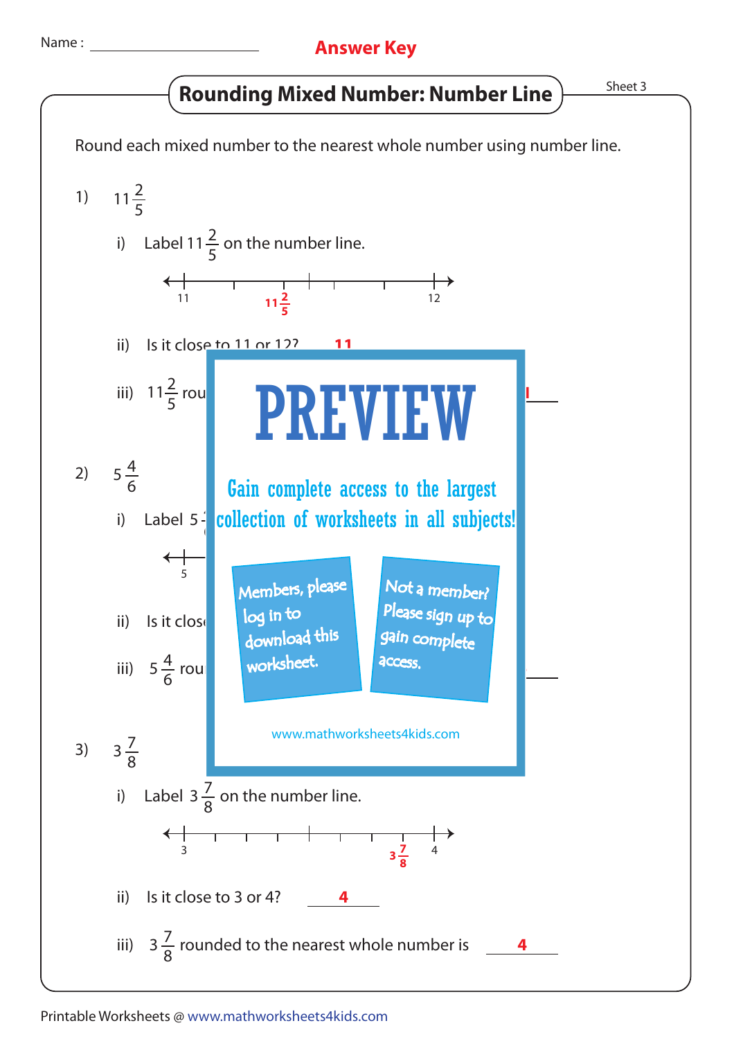Name : ____________

**Answer Key**

## Rounding Mixed Number: Number Line

Sheet 3

Round each mixed number to the nearest whole number using number line.

1) $11\frac{2}{5}$

i) Label $11\frac{2}{5}$ on the number line.

11 $\quad$ $11\frac{2}{5}$ $\quad$ 12

ii) Is it close to 11 or 12? **11**

iii) $11\frac{2}{5}$ rou

2) $5\frac{4}{6}$

i) Label 5

5

ii) Is it clos

iii) $5\frac{4}{6}$ rou

PREVIEW

Gain complete access to the largest collection of worksheets in all subjects!

Members, please log in to download this worksheet.

Not a member? Please sign up to gain complete access.

www.mathworksheets4kids.com

3) $3\frac{7}{8}$

i) Label $3\frac{7}{8}$ on the number line.

3 $\quad$ $3\frac{7}{8}$ $\quad$ 4

ii) Is it close to 3 or 4? **4**

iii) $3\frac{7}{8}$ rounded to the nearest whole number is **4**

Printable Worksheets @ www.mathworksheets4kids.com